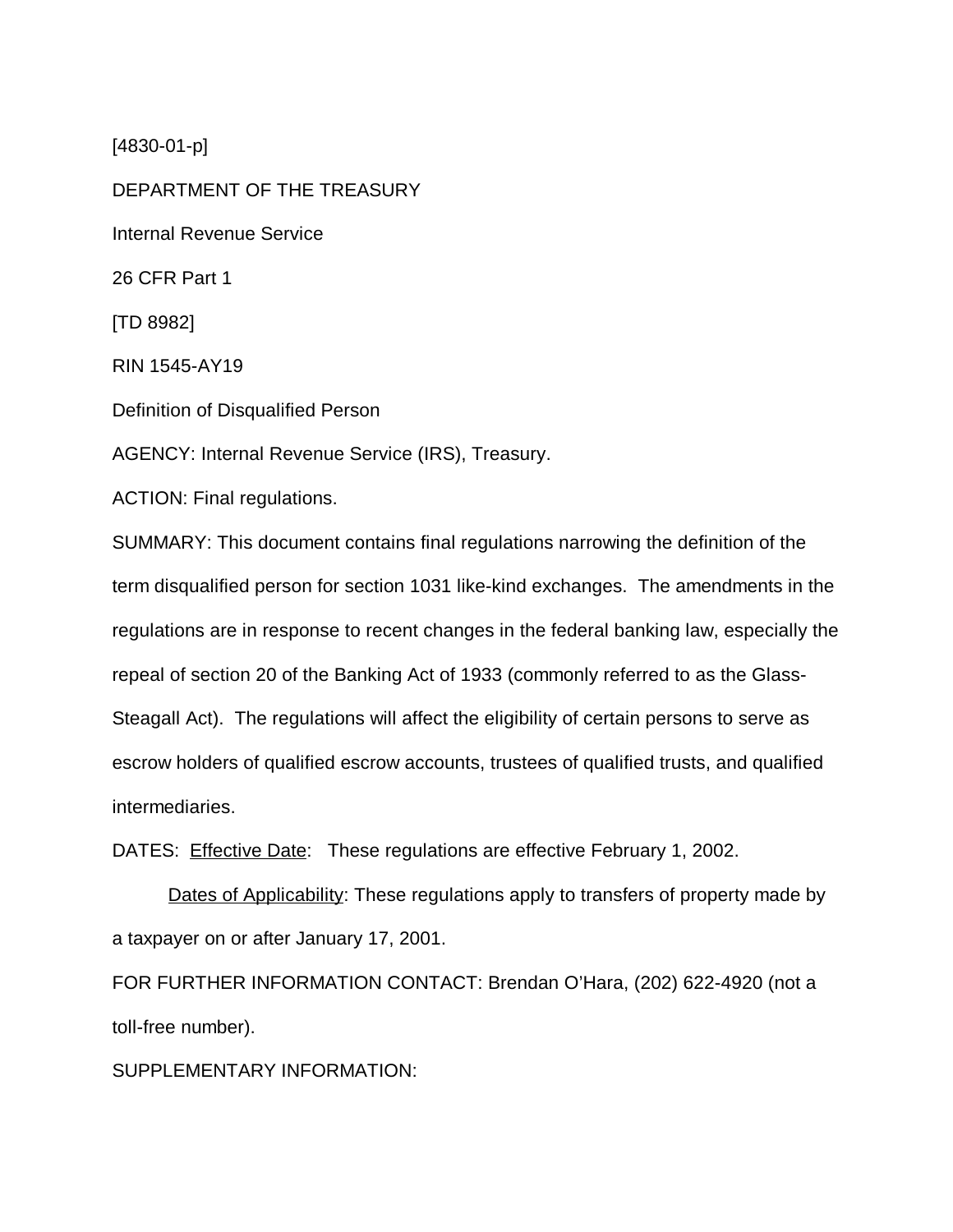[4830-01-p]

DEPARTMENT OF THE TREASURY

Internal Revenue Service

26 CFR Part 1

[TD 8982]

RIN 1545-AY19

Definition of Disqualified Person

AGENCY: Internal Revenue Service (IRS), Treasury.

ACTION: Final regulations.

SUMMARY: This document contains final regulations narrowing the definition of the term disqualified person for section 1031 like-kind exchanges. The amendments in the regulations are in response to recent changes in the federal banking law, especially the repeal of section 20 of the Banking Act of 1933 (commonly referred to as the Glass-Steagall Act). The regulations will affect the eligibility of certain persons to serve as escrow holders of qualified escrow accounts, trustees of qualified trusts, and qualified intermediaries.

DATES: Effective Date: These regulations are effective February 1, 2002.

Dates of Applicability: These regulations apply to transfers of property made by a taxpayer on or after January 17, 2001.

FOR FURTHER INFORMATION CONTACT: Brendan O'Hara, (202) 622-4920 (not a toll-free number).

SUPPLEMENTARY INFORMATION: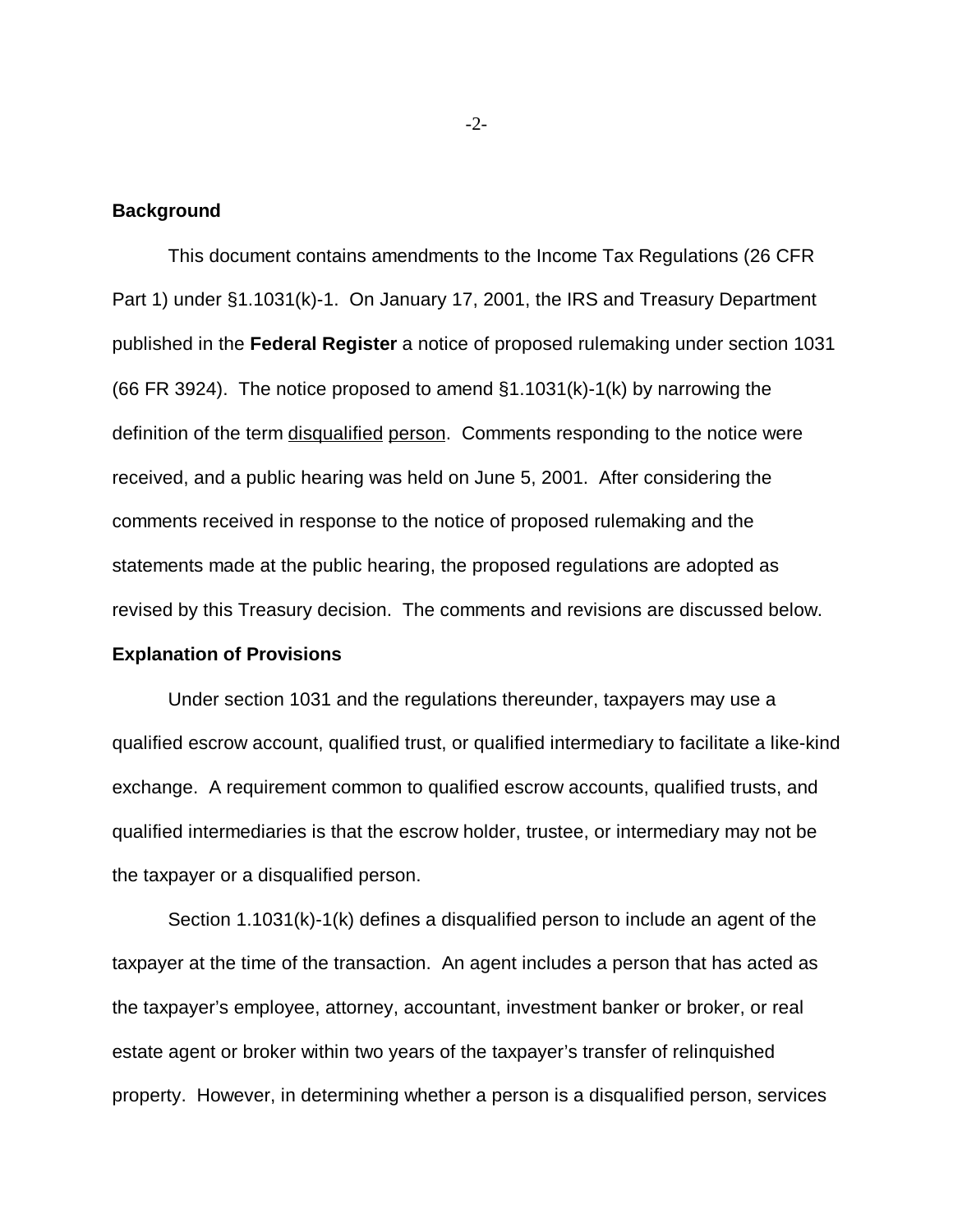**Background**

This document contains amendments to the Income Tax Regulations (26 CFR Part 1) under §1.1031(k)-1. On January 17, 2001, the IRS and Treasury Department published in the **Federal Register** a notice of proposed rulemaking under section 1031 (66 FR 3924). The notice proposed to amend §1.1031(k)-1(k) by narrowing the definition of the term disqualified person. Comments responding to the notice were received, and a public hearing was held on June 5, 2001. After considering the comments received in response to the notice of proposed rulemaking and the statements made at the public hearing, the proposed regulations are adopted as revised by this Treasury decision. The comments and revisions are discussed below.

**Explanation of Provisions**

Under section 1031 and the regulations thereunder, taxpayers may use a qualified escrow account, qualified trust, or qualified intermediary to facilitate a like-kind exchange. A requirement common to qualified escrow accounts, qualified trusts, and qualified intermediaries is that the escrow holder, trustee, or intermediary may not be the taxpayer or a disqualified person.

Section 1.1031(k)-1(k) defines a disqualified person to include an agent of the taxpayer at the time of the transaction. An agent includes a person that has acted as the taxpayer's employee, attorney, accountant, investment banker or broker, or real estate agent or broker within two years of the taxpayer's transfer of relinquished property. However, in determining whether a person is a disqualified person, services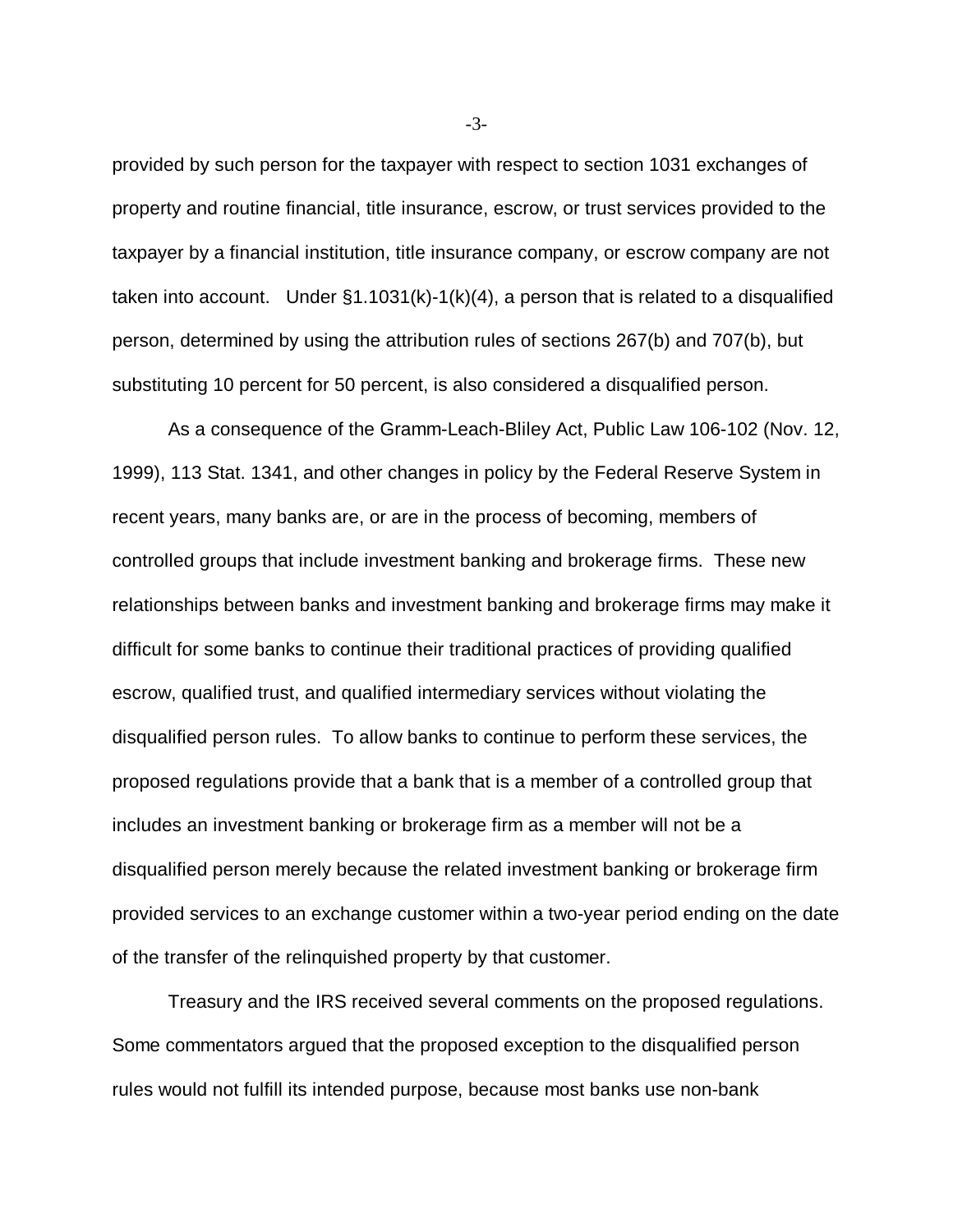provided by such person for the taxpayer with respect to section 1031 exchanges of property and routine financial, title insurance, escrow, or trust services provided to the taxpayer by a financial institution, title insurance company, or escrow company are not taken into account. Under §1.1031(k)-1(k)(4), a person that is related to a disqualified person, determined by using the attribution rules of sections 267(b) and 707(b), but substituting 10 percent for 50 percent, is also considered a disqualified person.

As a consequence of the Gramm-Leach-Bliley Act, Public Law 106-102 (Nov. 12, 1999), 113 Stat. 1341, and other changes in policy by the Federal Reserve System in recent years, many banks are, or are in the process of becoming, members of controlled groups that include investment banking and brokerage firms. These new relationships between banks and investment banking and brokerage firms may make it difficult for some banks to continue their traditional practices of providing qualified escrow, qualified trust, and qualified intermediary services without violating the disqualified person rules. To allow banks to continue to perform these services, the proposed regulations provide that a bank that is a member of a controlled group that includes an investment banking or brokerage firm as a member will not be a disqualified person merely because the related investment banking or brokerage firm provided services to an exchange customer within a two-year period ending on the date of the transfer of the relinquished property by that customer.

Treasury and the IRS received several comments on the proposed regulations. Some commentators argued that the proposed exception to the disqualified person rules would not fulfill its intended purpose, because most banks use non-bank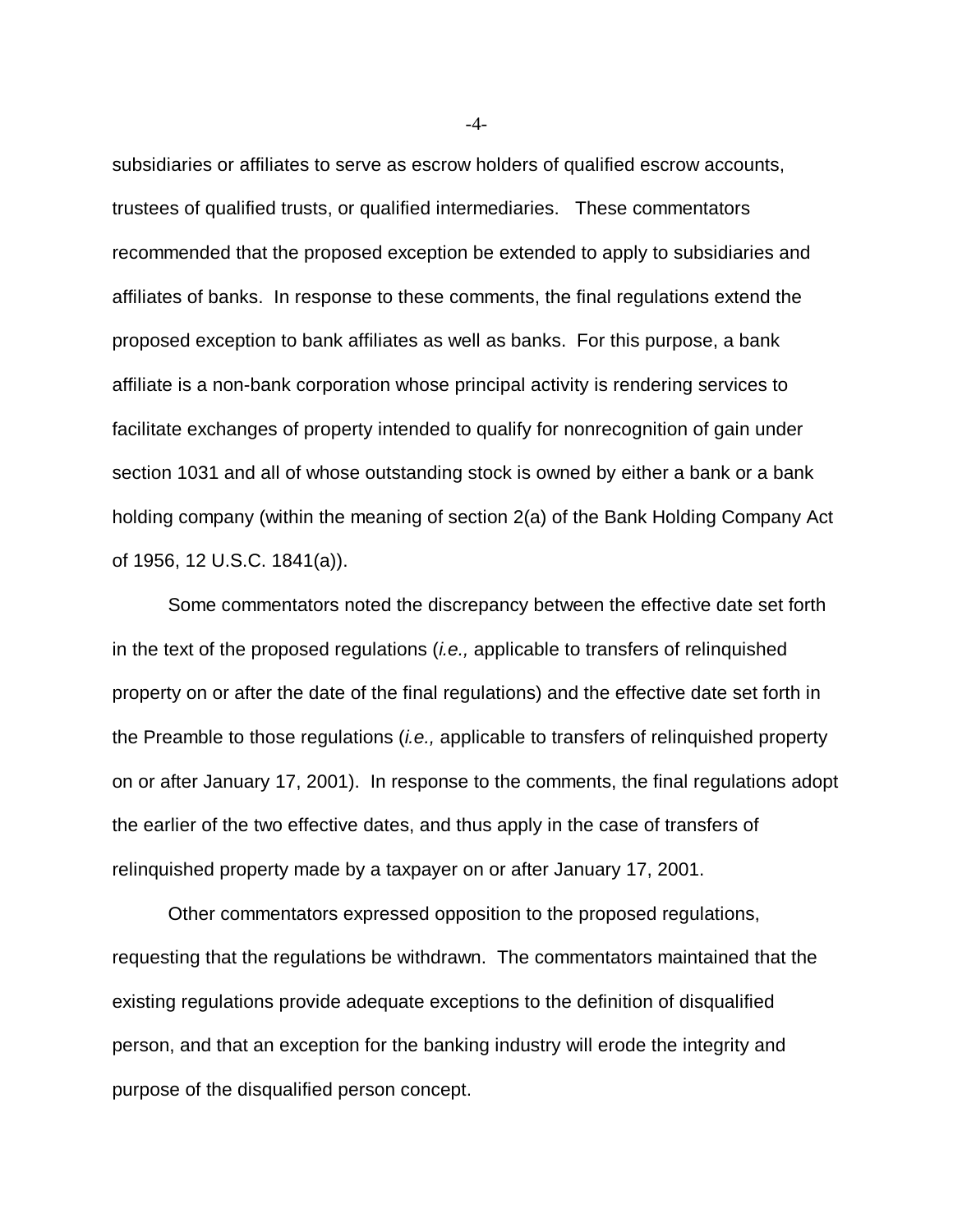subsidiaries or affiliates to serve as escrow holders of qualified escrow accounts, trustees of qualified trusts, or qualified intermediaries. These commentators recommended that the proposed exception be extended to apply to subsidiaries and affiliates of banks. In response to these comments, the final regulations extend the proposed exception to bank affiliates as well as banks. For this purpose, a bank affiliate is a non-bank corporation whose principal activity is rendering services to facilitate exchanges of property intended to qualify for nonrecognition of gain under section 1031 and all of whose outstanding stock is owned by either a bank or a bank holding company (within the meaning of section 2(a) of the Bank Holding Company Act of 1956, 12 U.S.C. 1841(a)).

Some commentators noted the discrepancy between the effective date set forth in the text of the proposed regulations (*i.e.,* applicable to transfers of relinquished property on or after the date of the final regulations) and the effective date set forth in the Preamble to those regulations (*i.e.,* applicable to transfers of relinquished property on or after January 17, 2001). In response to the comments, the final regulations adopt the earlier of the two effective dates, and thus apply in the case of transfers of relinquished property made by a taxpayer on or after January 17, 2001.

Other commentators expressed opposition to the proposed regulations, requesting that the regulations be withdrawn. The commentators maintained that the existing regulations provide adequate exceptions to the definition of disqualified person, and that an exception for the banking industry will erode the integrity and purpose of the disqualified person concept.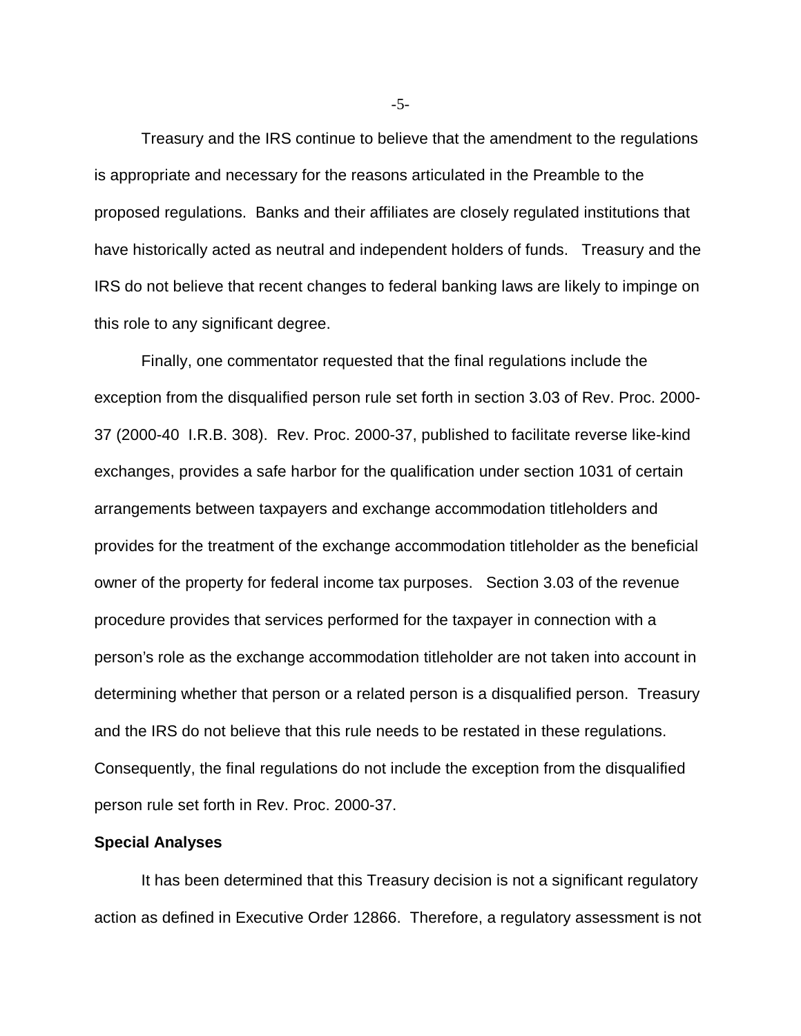Treasury and the IRS continue to believe that the amendment to the regulations is appropriate and necessary for the reasons articulated in the Preamble to the proposed regulations. Banks and their affiliates are closely regulated institutions that have historically acted as neutral and independent holders of funds. Treasury and the IRS do not believe that recent changes to federal banking laws are likely to impinge on this role to any significant degree.

Finally, one commentator requested that the final regulations include the exception from the disqualified person rule set forth in section 3.03 of Rev. Proc. 2000-37 (2000-40 I.R.B. 308). Rev. Proc. 2000-37, published to facilitate reverse like-kind exchanges, provides a safe harbor for the qualification under section 1031 of certain arrangements between taxpayers and exchange accommodation titleholders and provides for the treatment of the exchange accommodation titleholder as the beneficial owner of the property for federal income tax purposes. Section 3.03 of the revenue procedure provides that services performed for the taxpayer in connection with a person's role as the exchange accommodation titleholder are not taken into account in determining whether that person or a related person is a disqualified person. Treasury and the IRS do not believe that this rule needs to be restated in these regulations. Consequently, the final regulations do not include the exception from the disqualified person rule set forth in Rev. Proc. 2000-37.

**Special Analyses**

It has been determined that this Treasury decision is not a significant regulatory action as defined in Executive Order 12866. Therefore, a regulatory assessment is not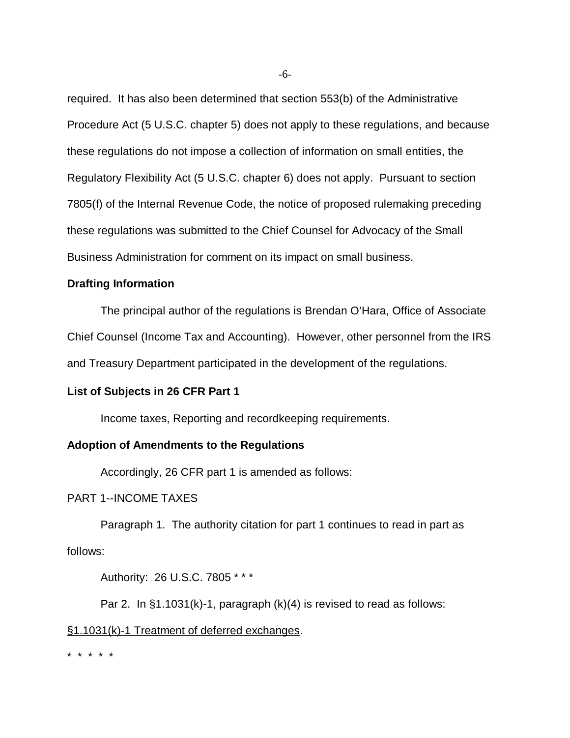required. It has also been determined that section 553(b) of the Administrative Procedure Act (5 U.S.C. chapter 5) does not apply to these regulations, and because these regulations do not impose a collection of information on small entities, the Regulatory Flexibility Act (5 U.S.C. chapter 6) does not apply. Pursuant to section 7805(f) of the Internal Revenue Code, the notice of proposed rulemaking preceding these regulations was submitted to the Chief Counsel for Advocacy of the Small Business Administration for comment on its impact on small business.

**Drafting Information**

The principal author of the regulations is Brendan O'Hara, Office of Associate Chief Counsel (Income Tax and Accounting). However, other personnel from the IRS and Treasury Department participated in the development of the regulations.

**List of Subjects in 26 CFR Part 1**

Income taxes, Reporting and recordkeeping requirements.

**Adoption of Amendments to the Regulations**

Accordingly, 26 CFR part 1 is amended as follows:

PART 1--INCOME TAXES

Paragraph 1. The authority citation for part 1 continues to read in part as follows:

Authority: 26 U.S.C. 7805 * * *

Par 2. In §1.1031(k)-1, paragraph (k)(4) is revised to read as follows:

§1.1031(k)-1 Treatment of deferred exchanges.

\* \* \* \* \*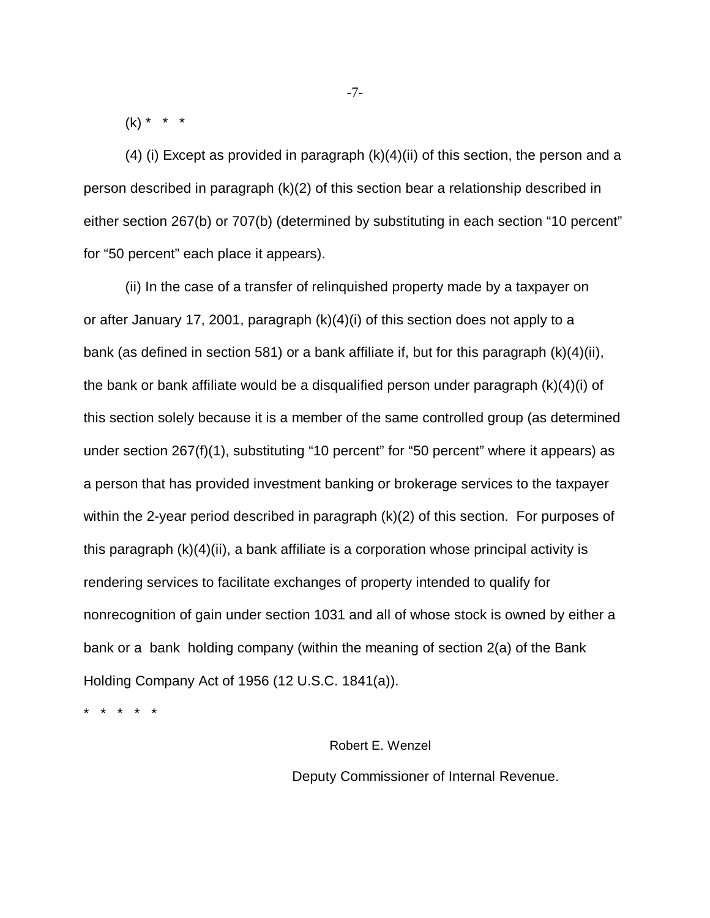(k) * * *

(4) (i) Except as provided in paragraph (k)(4)(ii) of this section, the person and a person described in paragraph (k)(2) of this section bear a relationship described in either section 267(b) or 707(b) (determined by substituting in each section “10 percent” for “50 percent” each place it appears).

(ii) In the case of a transfer of relinquished property made by a taxpayer on or after January 17, 2001, paragraph (k)(4)(i) of this section does not apply to a bank (as defined in section 581) or a bank affiliate if, but for this paragraph (k)(4)(ii), the bank or bank affiliate would be a disqualified person under paragraph (k)(4)(i) of this section solely because it is a member of the same controlled group (as determined under section 267(f)(1), substituting “10 percent” for “50 percent” where it appears) as a person that has provided investment banking or brokerage services to the taxpayer within the 2-year period described in paragraph (k)(2) of this section. For purposes of this paragraph (k)(4)(ii), a bank affiliate is a corporation whose principal activity is rendering services to facilitate exchanges of property intended to qualify for nonrecognition of gain under section 1031 and all of whose stock is owned by either a bank or a bank holding company (within the meaning of section 2(a) of the Bank Holding Company Act of 1956 (12 U.S.C. 1841(a)).

* * * * *

Robert E. Wenzel

Deputy Commissioner of Internal Revenue.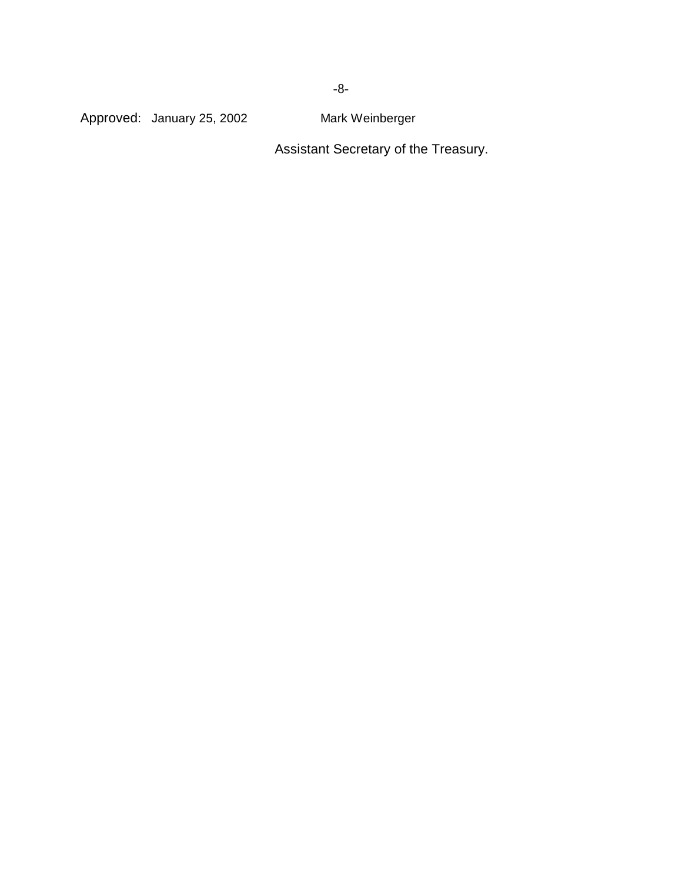Approved: January 25, 2002 Mark Weinberger

Assistant Secretary of the Treasury.